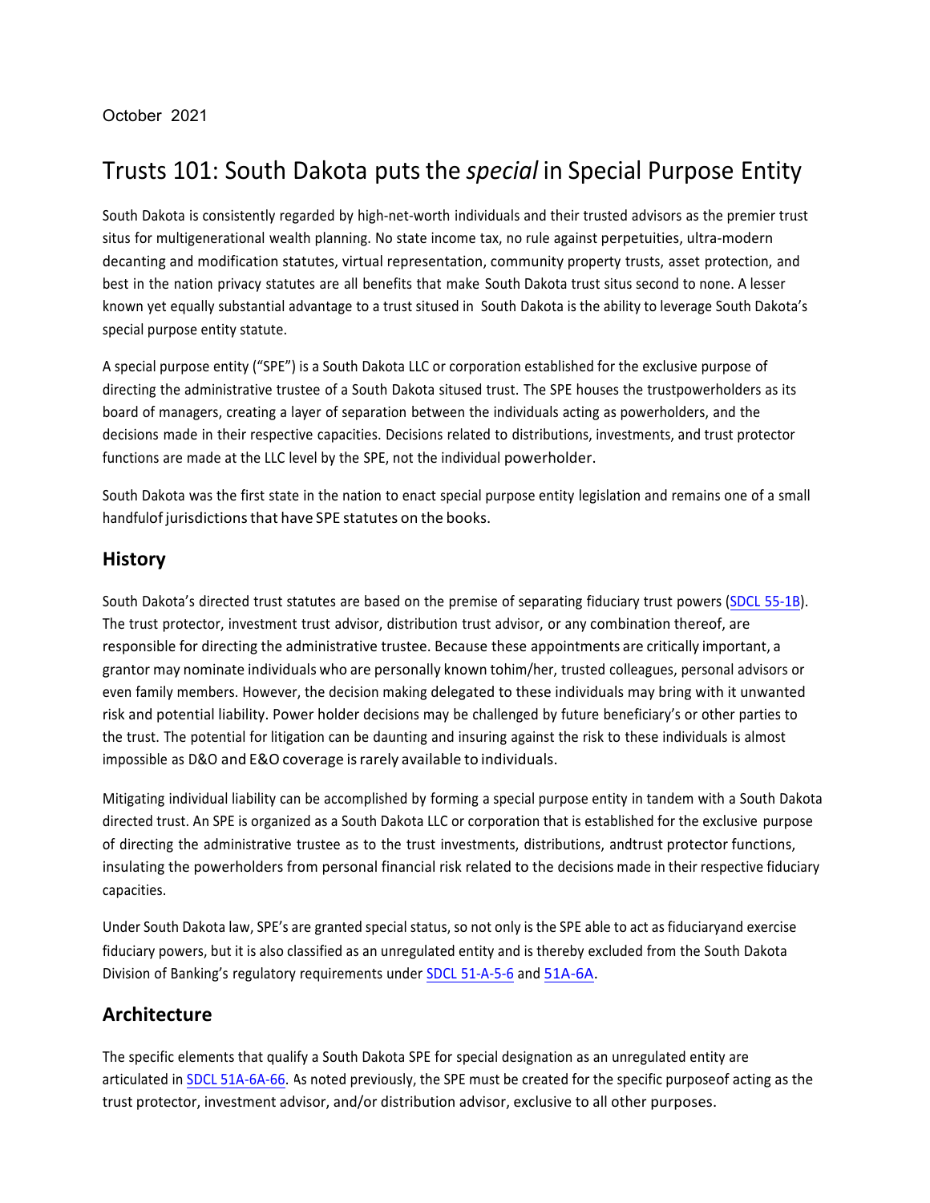October 2021

# Trusts 101: South Dakota puts the *special* in Special Purpose Entity

South Dakota is consistently regarded by high-net-worth individuals and their trusted advisors as the premier trust situs for multigenerational wealth planning. No state income tax, no rule against perpetuities, ultra-modern decanting and modification statutes, virtual representation, community property trusts, asset protection, and best in the nation privacy statutes are all benefits that make South Dakota trust situs second to none. A lesser known yet equally substantial advantage to a trust sitused in South Dakota is the ability to leverage South Dakota's special purpose entity statute.

A special purpose entity ("SPE") is a South Dakota LLC or corporation established for the exclusive purpose of directing the administrative trustee of a South Dakota sitused trust. The SPE houses the trustpowerholders as its board of managers, creating a layer of separation between the individuals acting as powerholders, and the decisions made in their respective capacities. Decisions related to distributions, investments, and trust protector functions are made at the LLC level by the SPE, not the individual powerholder.

South Dakota was the first state in the nation to enact special purpose entity legislation and remains one of a small handfulof jurisdictions that have SPE statutes on the books.

## History

South Dakota's directed trust statutes are based on the premise of separating fiduciary trust powers (SDCL 55-1B). The trust protector, investment trust advisor, distribution trust advisor, or any combination thereof, are responsible for directing the administrative trustee. Because these appointments are critically important, a grantor may nominate individuals who are personally known tohim/her, trusted colleagues, personal advisors or even family members. However, the decision making delegated to these individuals may bring with it unwanted risk and potential liability. Power holder decisions may be challenged by future beneficiary's or other parties to the trust. The potential for litigation can be daunting and insuring against the risk to these individuals is almost impossible as D&O and E&O coverage is rarely available to individuals.

Mitigating individual liability can be accomplished by forming a special purpose entity in tandem with a South Dakota directed trust. An SPE is organized as a South Dakota LLC or corporation that is established for the exclusive purpose of directing the administrative trustee as to the trust investments, distributions, andtrust protector functions, insulating the powerholders from personal financial risk related to the decisions made in their respective fiduciary capacities.

Under South Dakota law, SPE's are granted special status, so not only is the SPE able to act as fiduciaryand exercise fiduciary powers, but it is also classified as an unregulated entity and is thereby excluded from the South Dakota Division of Banking's regulatory requirements under SDCL 51-A-5-6 and 51A-6A.

## Architecture

The specific elements that qualify a South Dakota SPE for special designation as an unregulated entity are articulated in SDCL 51A-6A-66. As noted previously, the SPE must be created for the specific purposeof acting as the trust protector, investment advisor, and/or distribution advisor, exclusive to all other purposes.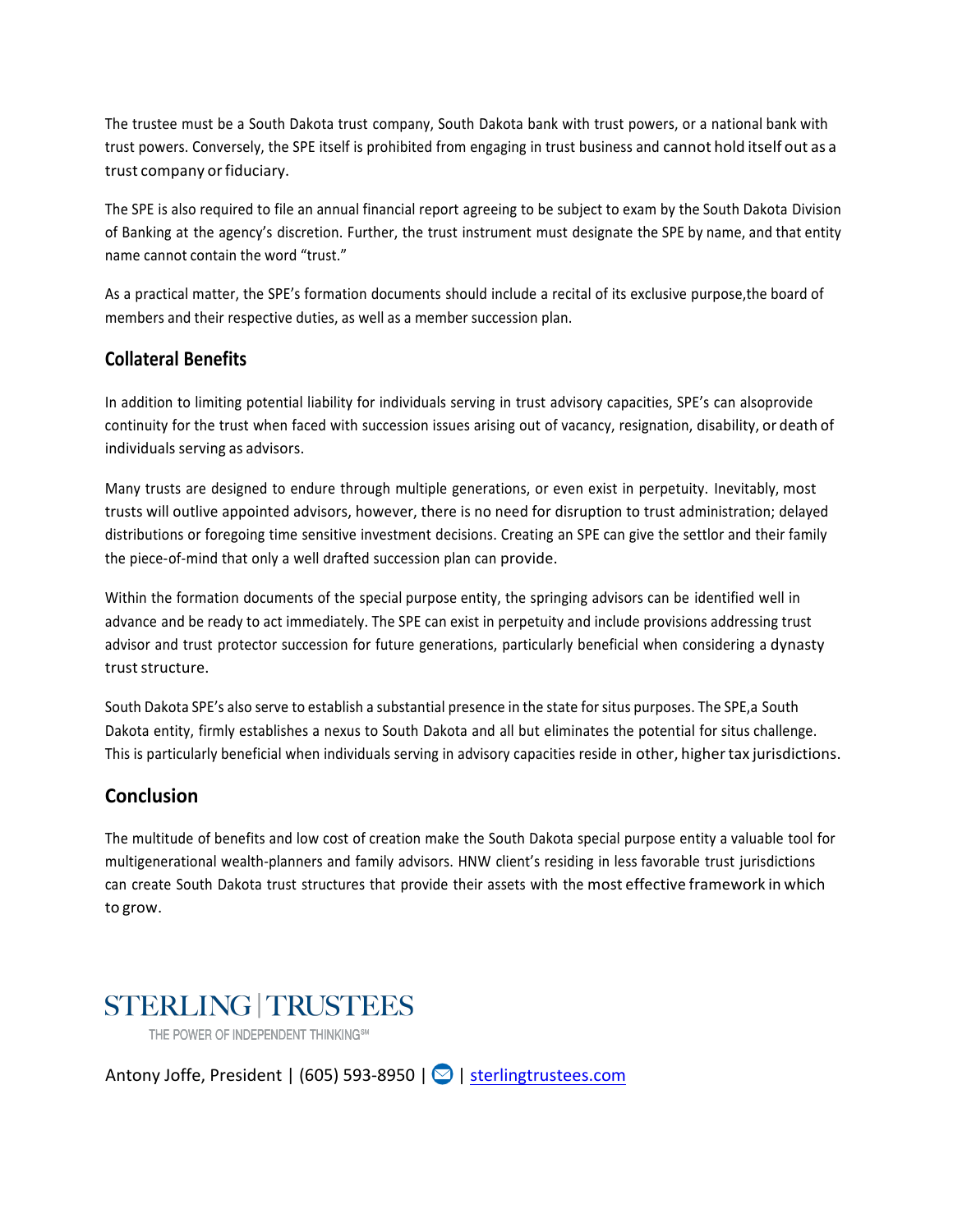The trustee must be a South Dakota trust company, South Dakota bank with trust powers, or a national bank with trust powers. Conversely, the SPE itself is prohibited from engaging in trust business and cannot hold itself out as a trust company or fiduciary.

The SPE is also required to file an annual financial report agreeing to be subject to exam by the South Dakota Division of Banking at the agency's discretion. Further, the trust instrument must designate the SPE by name, and that entity name cannot contain the word "trust."

As a practical matter, the SPE's formation documents should include a recital of its exclusive purpose,the board of members and their respective duties, as well as a member succession plan.

## Collateral Benefits

In addition to limiting potential liability for individuals serving in trust advisory capacities, SPE's can alsoprovide continuity for the trust when faced with succession issues arising out of vacancy, resignation, disability, or death of individuals serving as advisors.

Many trusts are designed to endure through multiple generations, or even exist in perpetuity. Inevitably, most trusts will outlive appointed advisors, however, there is no need for disruption to trust administration; delayed distributions or foregoing time sensitive investment decisions. Creating an SPE can give the settlor and their family the piece-of-mind that only a well drafted succession plan can provide.

Within the formation documents of the special purpose entity, the springing advisors can be identified well in advance and be ready to act immediately. The SPE can exist in perpetuity and include provisions addressing trust advisor and trust protector succession for future generations, particularly beneficial when considering a dynasty trust structure.

South Dakota SPE's also serve to establish a substantial presence in the state for situs purposes. The SPE,a South Dakota entity, firmly establishes a nexus to South Dakota and all but eliminates the potential for situs challenge. This is particularly beneficial when individuals serving in advisory capacities reside in other, higher tax jurisdictions.

## Conclusion

The multitude of benefits and low cost of creation make the South Dakota special purpose entity a valuable tool for multigenerational wealth-planners and family advisors. HNW client's residing in less favorable trust jurisdictions can create South Dakota trust structures that provide their assets with the most effective framework in which to grow.

STERLING | TRUSTEES

THE POWER OF INDEPENDENT THINKING℠

Antony Joffe, President | (605) 593-8950 | | sterlingtrustees.com